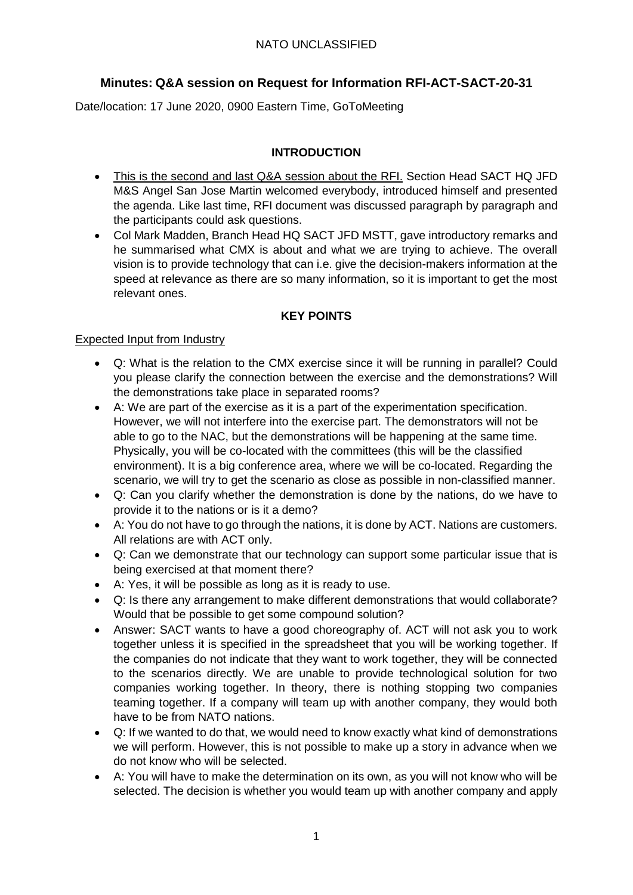NATO UNCLASSIFIED

# Minutes: Q&A session on Request for Information RFI-ACT-SACT-20-31

Date/location: 17 June 2020, 0900 Eastern Time, GoToMeeting

## INTRODUCTION

- This is the second and last Q&A session about the RFI. Section Head SACT HQ JFD M&S Angel San Jose Martin welcomed everybody, introduced himself and presented the agenda. Like last time, RFI document was discussed paragraph by paragraph and the participants could ask questions.
- Col Mark Madden, Branch Head HQ SACT JFD MSTT, gave introductory remarks and he summarised what CMX is about and what we are trying to achieve. The overall vision is to provide technology that can i.e. give the decision-makers information at the speed at relevance as there are so many information, so it is important to get the most relevant ones.

## KEY POINTS

### Expected Input from Industry

- Q: What is the relation to the CMX exercise since it will be running in parallel? Could you please clarify the connection between the exercise and the demonstrations? Will the demonstrations take place in separated rooms?
- A: We are part of the exercise as it is a part of the experimentation specification. However, we will not interfere into the exercise part. The demonstrators will not be able to go to the NAC, but the demonstrations will be happening at the same time. Physically, you will be co-located with the committees (this will be the classified environment). It is a big conference area, where we will be co-located. Regarding the scenario, we will try to get the scenario as close as possible in non-classified manner.
- Q: Can you clarify whether the demonstration is done by the nations, do we have to provide it to the nations or is it a demo?
- A: You do not have to go through the nations, it is done by ACT. Nations are customers. All relations are with ACT only.
- Q: Can we demonstrate that our technology can support some particular issue that is being exercised at that moment there?
- A: Yes, it will be possible as long as it is ready to use.
- Q: Is there any arrangement to make different demonstrations that would collaborate? Would that be possible to get some compound solution?
- Answer: SACT wants to have a good choreography of. ACT will not ask you to work together unless it is specified in the spreadsheet that you will be working together. If the companies do not indicate that they want to work together, they will be connected to the scenarios directly. We are unable to provide technological solution for two companies working together. In theory, there is nothing stopping two companies teaming together. If a company will team up with another company, they would both have to be from NATO nations.
- Q: If we wanted to do that, we would need to know exactly what kind of demonstrations we will perform. However, this is not possible to make up a story in advance when we do not know who will be selected.
- A: You will have to make the determination on its own, as you will not know who will be selected. The decision is whether you would team up with another company and apply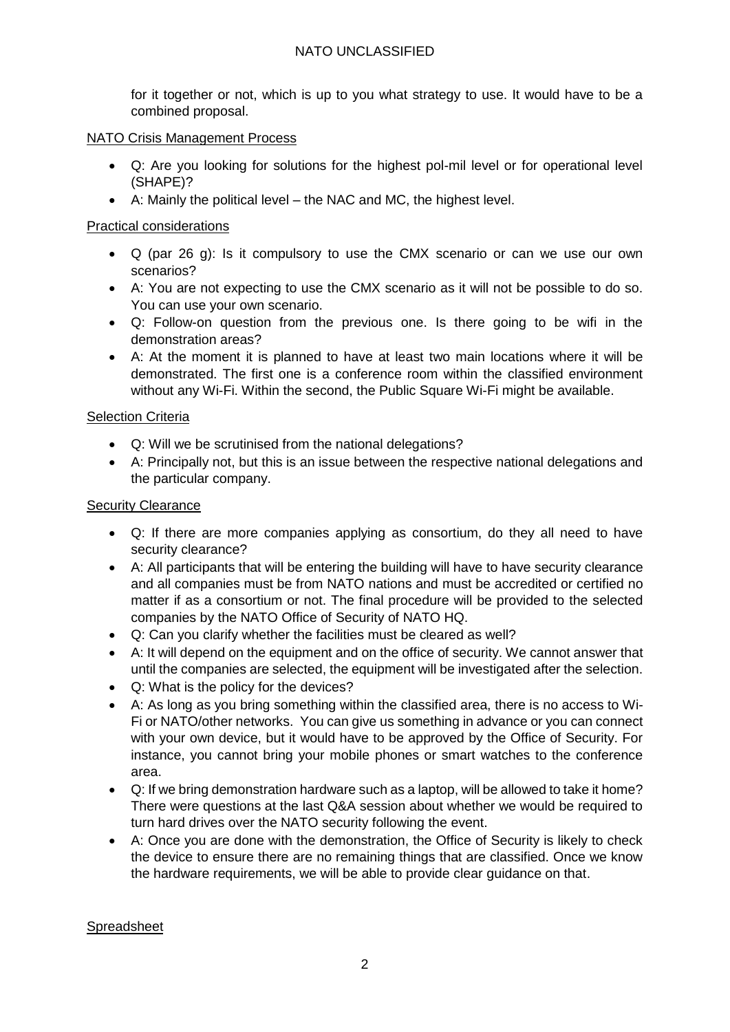for it together or not, which is up to you what strategy to use. It would have to be a combined proposal.

<u>NATO Crisis Management Process</u>

- Q: Are you looking for solutions for the highest pol-mil level or for operational level (SHAPE)?
- A: Mainly the political level – the NAC and MC, the highest level.

<u>Practical considerations</u>

- Q (par 26 g): Is it compulsory to use the CMX scenario or can we use our own scenarios?
- A: You are not expecting to use the CMX scenario as it will not be possible to do so. You can use your own scenario.
- Q: Follow-on question from the previous one. Is there going to be wifi in the demonstration areas?
- A: At the moment it is planned to have at least two main locations where it will be demonstrated. The first one is a conference room within the classified environment without any Wi-Fi. Within the second, the Public Square Wi-Fi might be available.

<u>Selection Criteria</u>

- Q: Will we be scrutinised from the national delegations?
- A: Principally not, but this is an issue between the respective national delegations and the particular company.

<u>Security Clearance</u>

- Q: If there are more companies applying as consortium, do they all need to have security clearance?
- A: All participants that will be entering the building will have to have security clearance and all companies must be from NATO nations and must be accredited or certified no matter if as a consortium or not. The final procedure will be provided to the selected companies by the NATO Office of Security of NATO HQ.
- Q: Can you clarify whether the facilities must be cleared as well?
- A: It will depend on the equipment and on the office of security. We cannot answer that until the companies are selected, the equipment will be investigated after the selection.
- Q: What is the policy for the devices?
- A: As long as you bring something within the classified area, there is no access to Wi-Fi or NATO/other networks. You can give us something in advance or you can connect with your own device, but it would have to be approved by the Office of Security. For instance, you cannot bring your mobile phones or smart watches to the conference area.
- Q: If we bring demonstration hardware such as a laptop, will be allowed to take it home? There were questions at the last Q&A session about whether we would be required to turn hard drives over the NATO security following the event.
- A: Once you are done with the demonstration, the Office of Security is likely to check the device to ensure there are no remaining things that are classified. Once we know the hardware requirements, we will be able to provide clear guidance on that.

<u>Spreadsheet</u>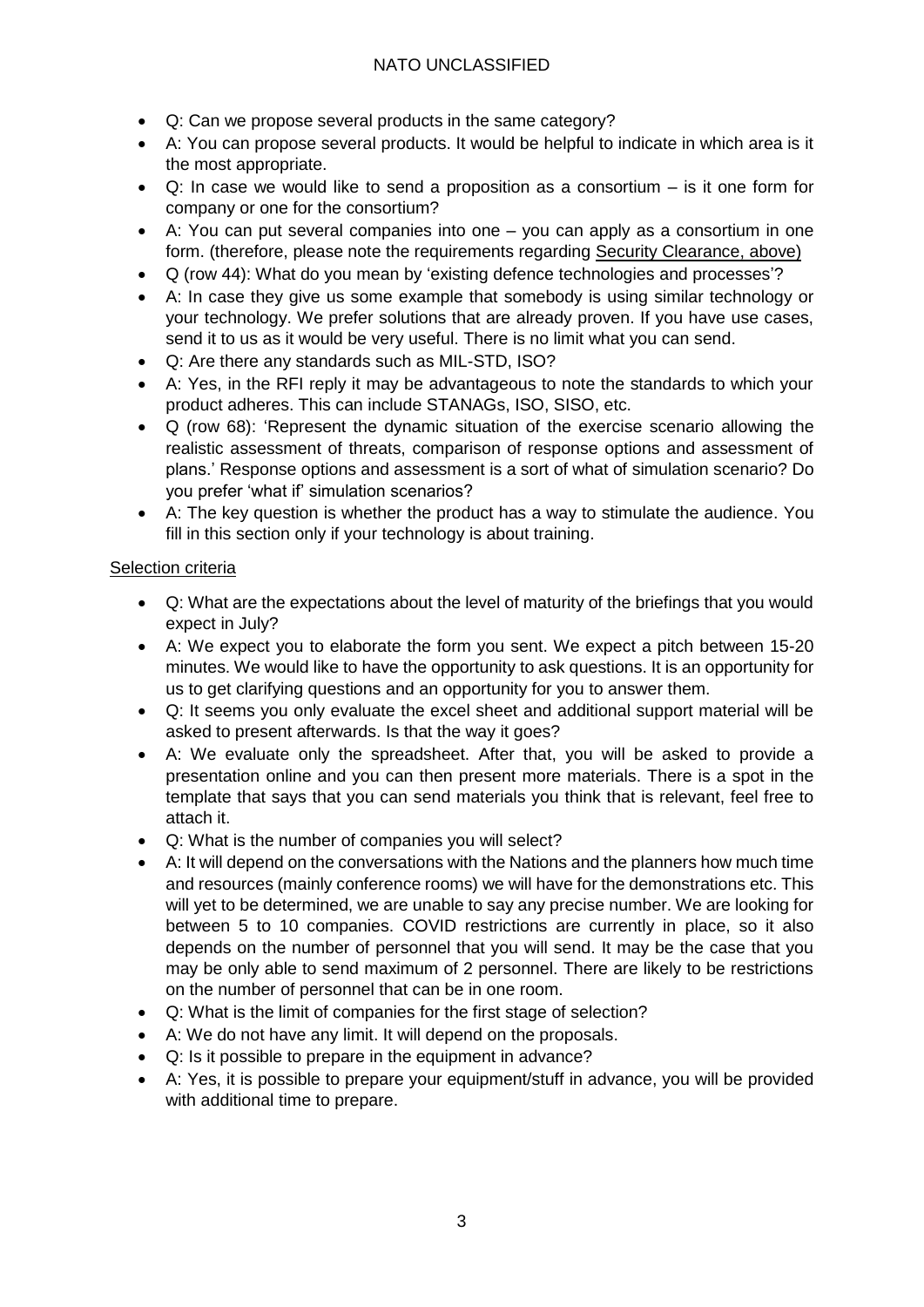- Q: Can we propose several products in the same category?
- A: You can propose several products. It would be helpful to indicate in which area is it the most appropriate.
- Q: In case we would like to send a proposition as a consortium – is it one form for company or one for the consortium?
- A: You can put several companies into one – you can apply as a consortium in one form. (therefore, please note the requirements regarding Security Clearance, above)
- Q (row 44): What do you mean by 'existing defence technologies and processes'?
- A: In case they give us some example that somebody is using similar technology or your technology. We prefer solutions that are already proven. If you have use cases, send it to us as it would be very useful. There is no limit what you can send.
- Q: Are there any standards such as MIL-STD, ISO?
- A: Yes, in the RFI reply it may be advantageous to note the standards to which your product adheres. This can include STANAGs, ISO, SISO, etc.
- Q (row 68): 'Represent the dynamic situation of the exercise scenario allowing the realistic assessment of threats, comparison of response options and assessment of plans.' Response options and assessment is a sort of what of simulation scenario? Do you prefer 'what if' simulation scenarios?
- A: The key question is whether the product has a way to stimulate the audience. You fill in this section only if your technology is about training.

Selection criteria

- Q: What are the expectations about the level of maturity of the briefings that you would expect in July?
- A: We expect you to elaborate the form you sent. We expect a pitch between 15-20 minutes. We would like to have the opportunity to ask questions. It is an opportunity for us to get clarifying questions and an opportunity for you to answer them.
- Q: It seems you only evaluate the excel sheet and additional support material will be asked to present afterwards. Is that the way it goes?
- A: We evaluate only the spreadsheet. After that, you will be asked to provide a presentation online and you can then present more materials. There is a spot in the template that says that you can send materials you think that is relevant, feel free to attach it.
- Q: What is the number of companies you will select?
- A: It will depend on the conversations with the Nations and the planners how much time and resources (mainly conference rooms) we will have for the demonstrations etc. This will yet to be determined, we are unable to say any precise number. We are looking for between 5 to 10 companies. COVID restrictions are currently in place, so it also depends on the number of personnel that you will send. It may be the case that you may be only able to send maximum of 2 personnel. There are likely to be restrictions on the number of personnel that can be in one room.
- Q: What is the limit of companies for the first stage of selection?
- A: We do not have any limit. It will depend on the proposals.
- Q: Is it possible to prepare in the equipment in advance?
- A: Yes, it is possible to prepare your equipment/stuff in advance, you will be provided with additional time to prepare.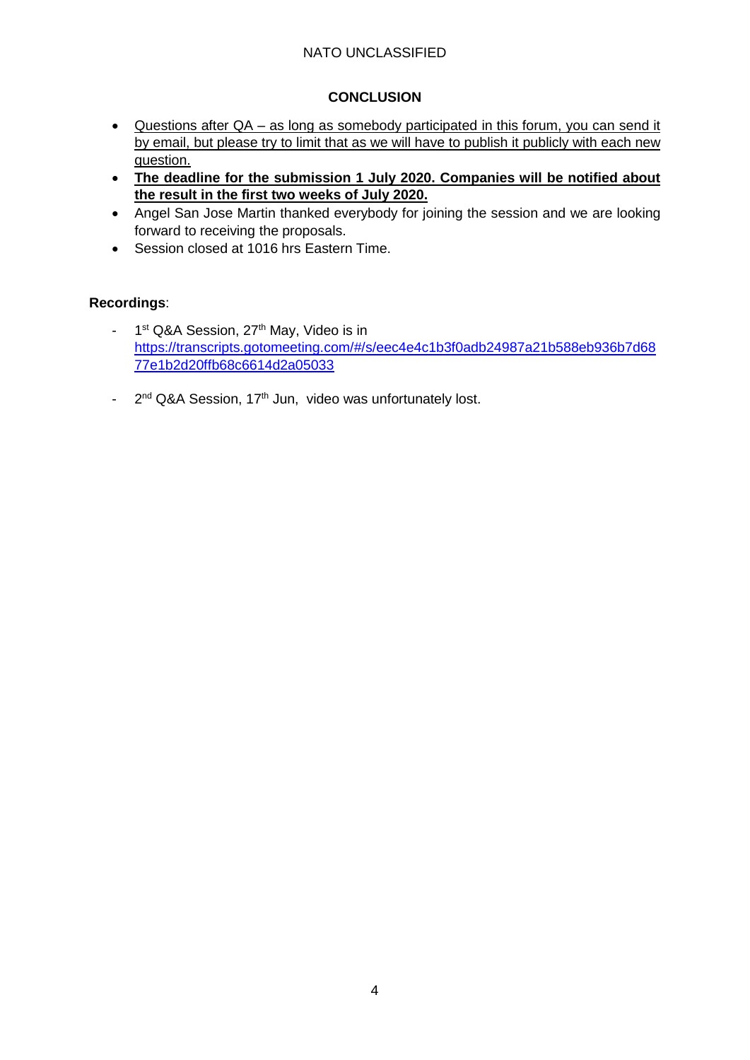## CONCLUSION

- Questions after QA – as long as somebody participated in this forum, you can send it by email, but please try to limit that as we will have to publish it publicly with each new question.
- **The deadline for the submission 1 July 2020. Companies will be notified about the result in the first two weeks of July 2020.**
- Angel San Jose Martin thanked everybody for joining the session and we are looking forward to receiving the proposals.
- Session closed at 1016 hrs Eastern Time.

**Recordings**:

- 1st Q&A Session, 27th May, Video is in https://transcripts.gotomeeting.com/#/s/eec4e4c1b3f0adb24987a21b588eb936b7d6877e1b2d20ffb68c6614d2a05033
- 2nd Q&A Session, 17th Jun, video was unfortunately lost.